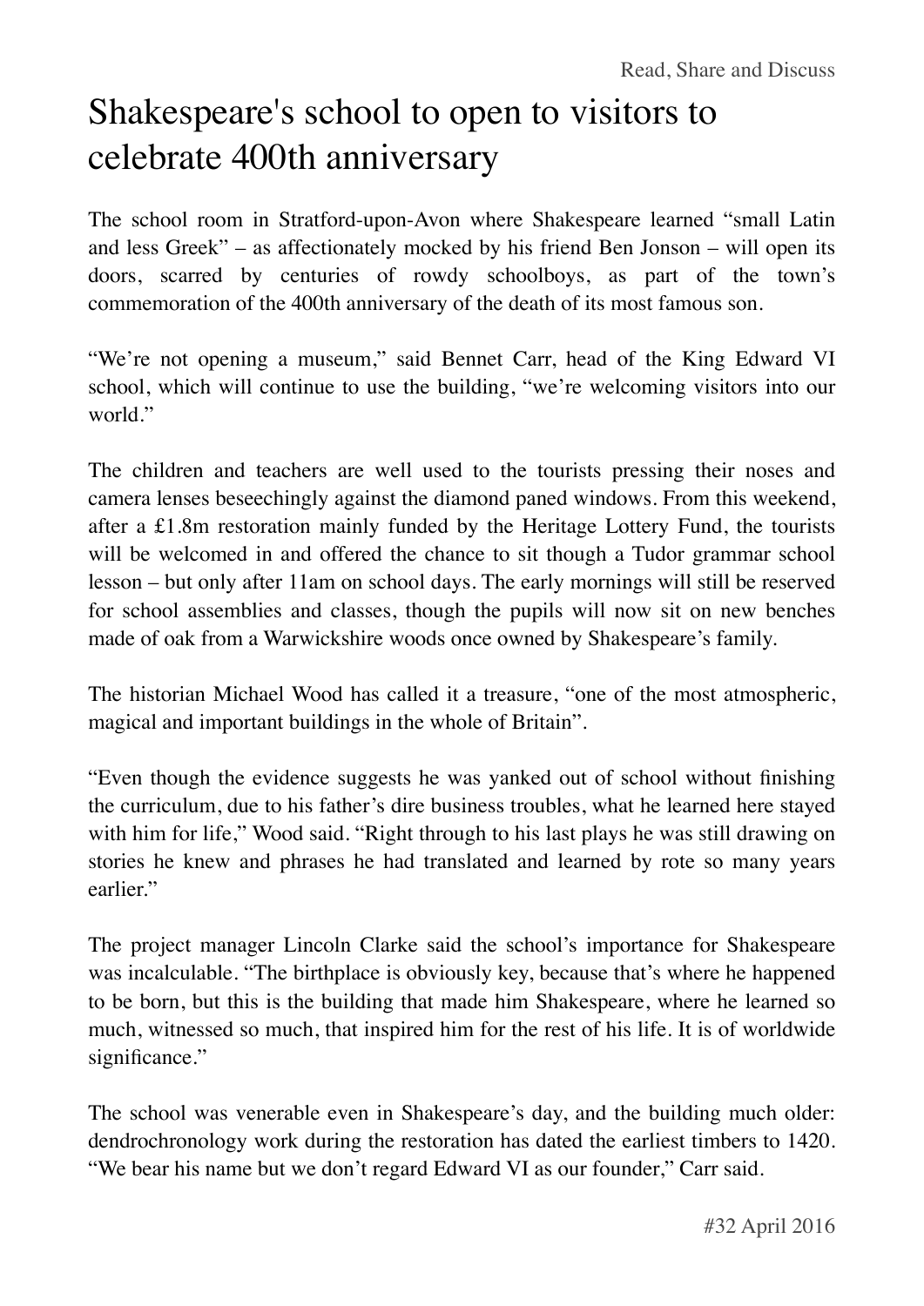# Shakespeare's school to open to visitors to celebrate 400th anniversary

The school room in Stratford-upon-Avon where Shakespeare learned "small Latin and less Greek" – as affectionately mocked by his friend Ben Jonson – will open its doors, scarred by centuries of rowdy schoolboys, as part of the town's commemoration of the 400th anniversary of the death of its most famous son.

"We're not opening a museum," said Bennet Carr, head of the King Edward VI school, which will continue to use the building, "we're welcoming visitors into our world."

The children and teachers are well used to the tourists pressing their noses and camera lenses beseechingly against the diamond paned windows. From this weekend, after a £1.8m restoration mainly funded by the Heritage Lottery Fund, the tourists will be welcomed in and offered the chance to sit though a Tudor grammar school lesson – but only after 11am on school days. The early mornings will still be reserved for school assemblies and classes, though the pupils will now sit on new benches made of oak from a Warwickshire woods once owned by Shakespeare's family.

The historian Michael Wood has called it a treasure, "one of the most atmospheric, magical and important buildings in the whole of Britain".

"Even though the evidence suggests he was yanked out of school without finishing the curriculum, due to his father's dire business troubles, what he learned here stayed with him for life," Wood said. "Right through to his last plays he was still drawing on stories he knew and phrases he had translated and learned by rote so many years earlier."

The project manager Lincoln Clarke said the school's importance for Shakespeare was incalculable. "The birthplace is obviously key, because that's where he happened to be born, but this is the building that made him Shakespeare, where he learned so much, witnessed so much, that inspired him for the rest of his life. It is of worldwide significance."

The school was venerable even in Shakespeare's day, and the building much older: dendrochronology work during the restoration has dated the earliest timbers to 1420. "We bear his name but we don't regard Edward VI as our founder," Carr said.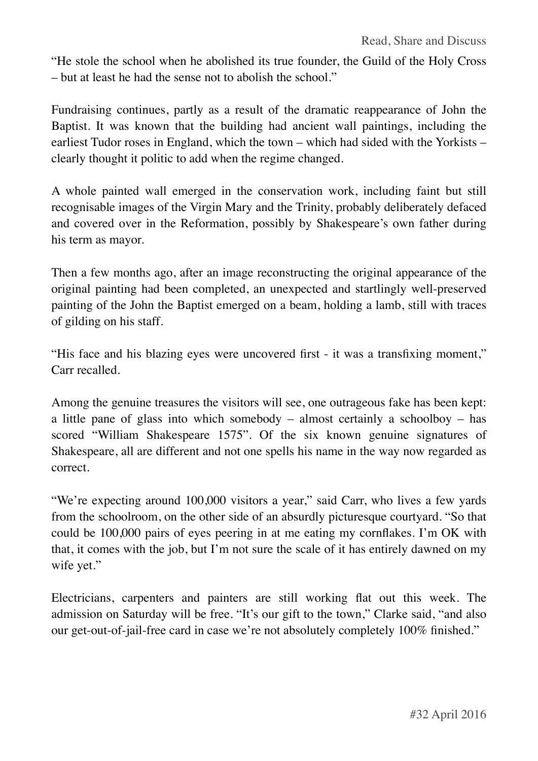"He stole the school when he abolished its true founder, the Guild of the Holy Cross – but at least he had the sense not to abolish the school."

Fundraising continues, partly as a result of the dramatic reappearance of John the Baptist. It was known that the building had ancient wall paintings, including the earliest Tudor roses in England, which the town – which had sided with the Yorkists – clearly thought it politic to add when the regime changed.

A whole painted wall emerged in the conservation work, including faint but still recognisable images of the Virgin Mary and the Trinity, probably deliberately defaced and covered over in the Reformation, possibly by Shakespeare's own father during his term as mayor.

Then a few months ago, after an image reconstructing the original appearance of the original painting had been completed, an unexpected and startlingly well-preserved painting of the John the Baptist emerged on a beam, holding a lamb, still with traces of gilding on his staff.

"His face and his blazing eyes were uncovered first - it was a transfixing moment," Carr recalled.

Among the genuine treasures the visitors will see, one outrageous fake has been kept: a little pane of glass into which somebody – almost certainly a schoolboy – has scored "William Shakespeare 1575". Of the six known genuine signatures of Shakespeare, all are different and not one spells his name in the way now regarded as correct.

"We're expecting around 100,000 visitors a year," said Carr, who lives a few yards from the schoolroom, on the other side of an absurdly picturesque courtyard. "So that could be 100,000 pairs of eyes peering in at me eating my cornflakes. I'm OK with that, it comes with the job, but I'm not sure the scale of it has entirely dawned on my wife yet."

Electricians, carpenters and painters are still working flat out this week. The admission on Saturday will be free. "It's our gift to the town," Clarke said, "and also our get-out-of-jail-free card in case we're not absolutely completely 100% finished."